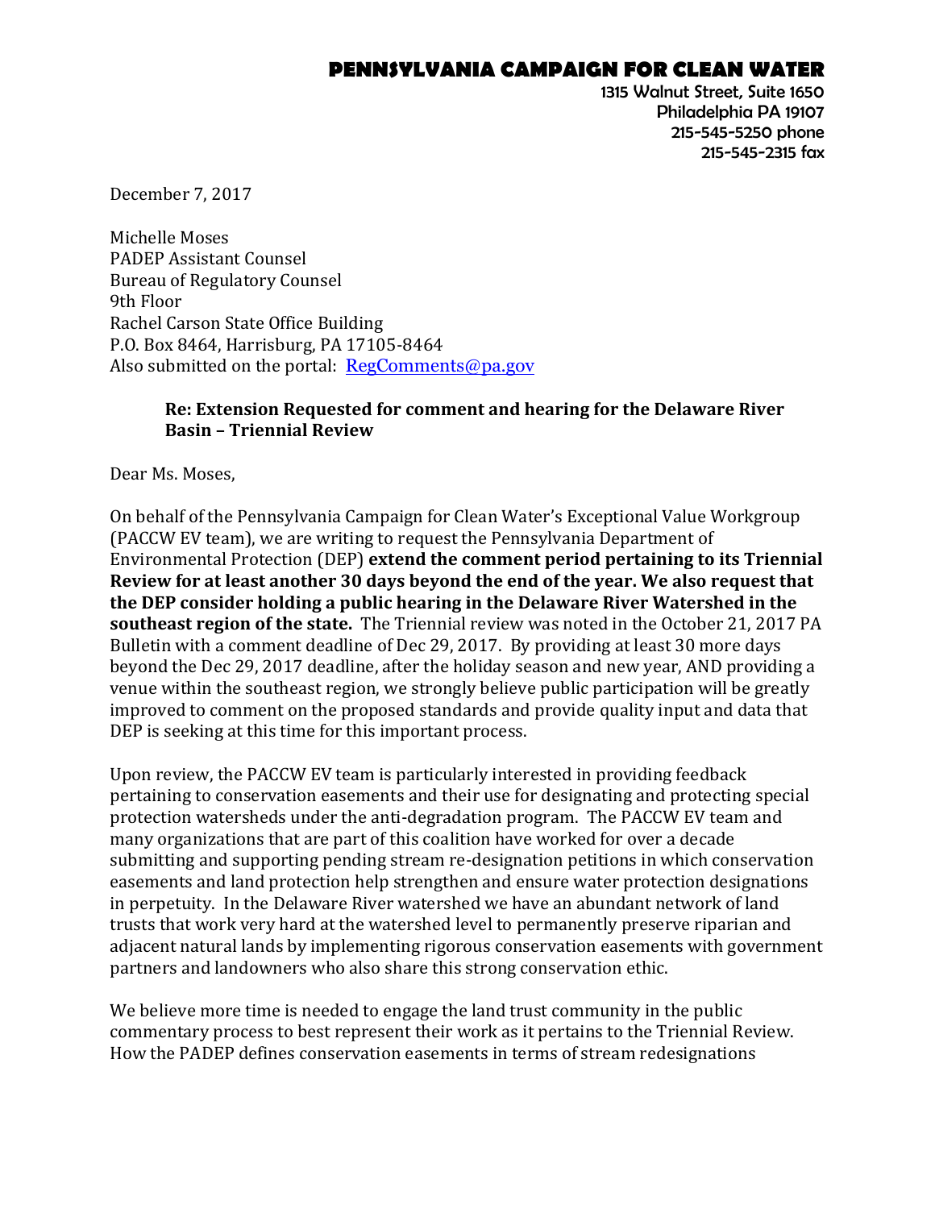# PENNSYLVANIA CAMPAIGN FOR CLEAN WATER

1315 Walnut Street, Suite 1650
Philadelphia PA 19107
215-545-5250 phone
215-545-2315 fax

December 7, 2017

Michelle Moses
PADEP Assistant Counsel
Bureau of Regulatory Counsel
9th Floor
Rachel Carson State Office Building
P.O. Box 8464, Harrisburg, PA 17105-8464
Also submitted on the portal: RegComments@pa.gov

> **Re: Extension Requested for comment and hearing for the Delaware River Basin – Triennial Review**

Dear Ms. Moses,

On behalf of the Pennsylvania Campaign for Clean Water's Exceptional Value Workgroup (PACCW EV team), we are writing to request the Pennsylvania Department of Environmental Protection (DEP) **extend the comment period pertaining to its Triennial Review for at least another 30 days beyond the end of the year. We also request that the DEP consider holding a public hearing in the Delaware River Watershed in the southeast region of the state.** The Triennial review was noted in the October 21, 2017 PA Bulletin with a comment deadline of Dec 29, 2017. By providing at least 30 more days beyond the Dec 29, 2017 deadline, after the holiday season and new year, AND providing a venue within the southeast region, we strongly believe public participation will be greatly improved to comment on the proposed standards and provide quality input and data that DEP is seeking at this time for this important process.

Upon review, the PACCW EV team is particularly interested in providing feedback pertaining to conservation easements and their use for designating and protecting special protection watersheds under the anti-degradation program. The PACCW EV team and many organizations that are part of this coalition have worked for over a decade submitting and supporting pending stream re-designation petitions in which conservation easements and land protection help strengthen and ensure water protection designations in perpetuity. In the Delaware River watershed we have an abundant network of land trusts that work very hard at the watershed level to permanently preserve riparian and adjacent natural lands by implementing rigorous conservation easements with government partners and landowners who also share this strong conservation ethic.

We believe more time is needed to engage the land trust community in the public commentary process to best represent their work as it pertains to the Triennial Review. How the PADEP defines conservation easements in terms of stream redesignations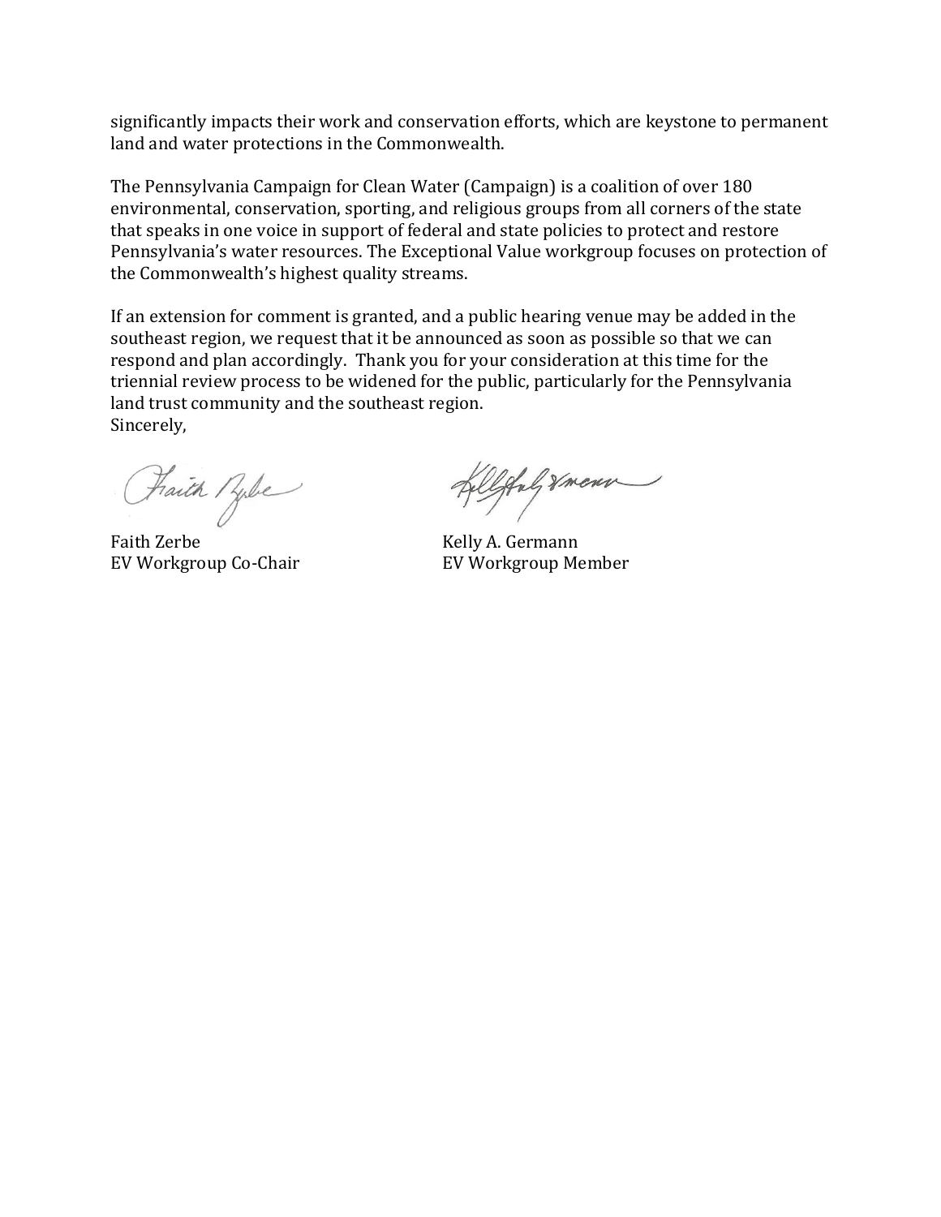significantly impacts their work and conservation efforts, which are keystone to permanent land and water protections in the Commonwealth.

The Pennsylvania Campaign for Clean Water (Campaign) is a coalition of over 180 environmental, conservation, sporting, and religious groups from all corners of the state that speaks in one voice in support of federal and state policies to protect and restore Pennsylvania's water resources. The Exceptional Value workgroup focuses on protection of the Commonwealth's highest quality streams.

If an extension for comment is granted, and a public hearing venue may be added in the southeast region, we request that it be announced as soon as possible so that we can respond and plan accordingly. Thank you for your consideration at this time for the triennial review process to be widened for the public, particularly for the Pennsylvania land trust community and the southeast region.

Sincerely,

Faith Zerbe
EV Workgroup Co-Chair

Kelly A. Germann
EV Workgroup Member